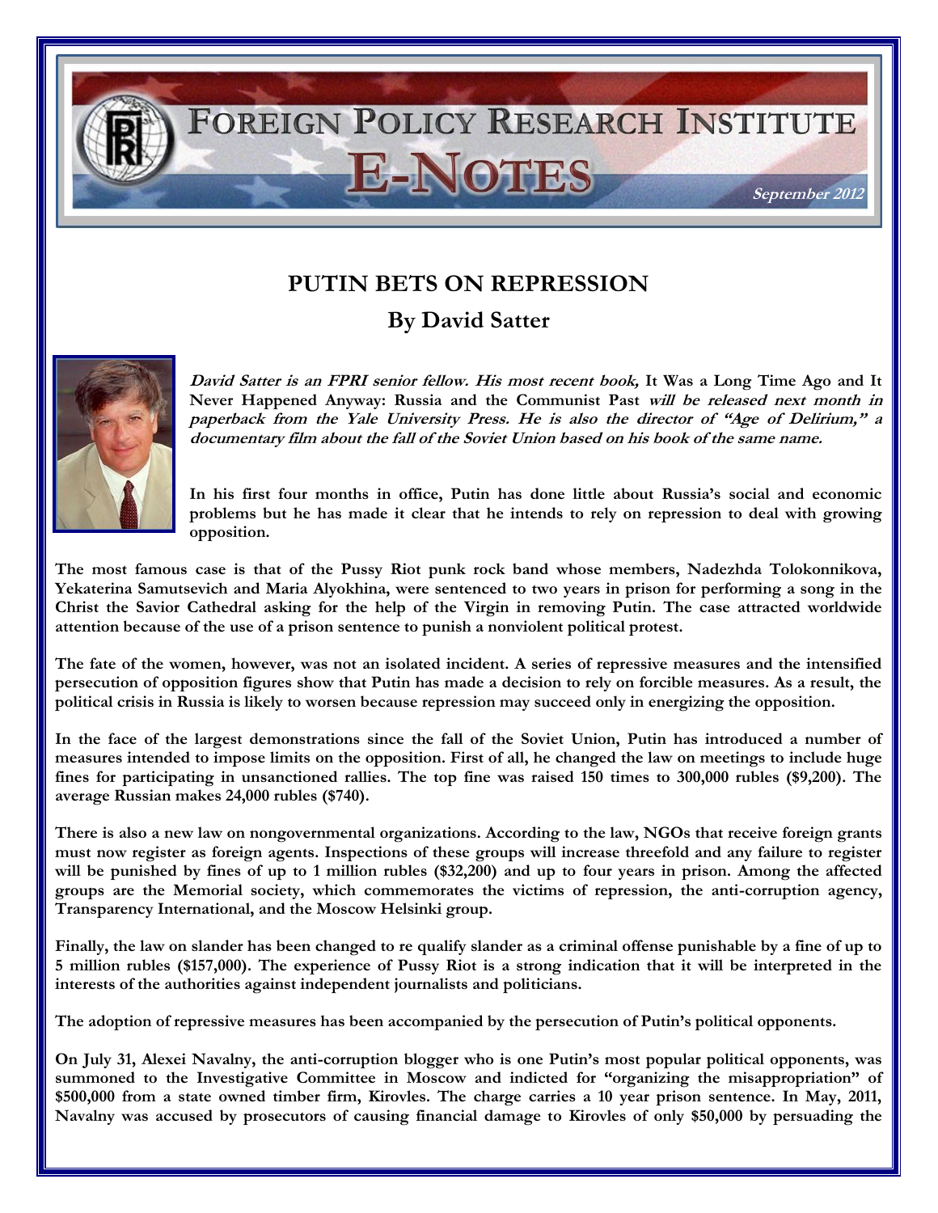FOREIGN POLICY RESEARCH INSTITUTE

E-NOTES

September 2012

# PUTIN BETS ON REPRESSION

## By David Satter

***David Satter is an FPRI senior fellow. His most recent book,* It Was a Long Time Ago and It Never Happened Anyway: Russia and the Communist Past *will be released next month in paperback from the Yale University Press. He is also the director of "Age of Delirium," a documentary film about the fall of the Soviet Union based on his book of the same name.***

**In his first four months in office, Putin has done little about Russia's social and economic problems but he has made it clear that he intends to rely on repression to deal with growing opposition.**

**The most famous case is that of the Pussy Riot punk rock band whose members, Nadezhda Tolokonnikova, Yekaterina Samutsevich and Maria Alyokhina, were sentenced to two years in prison for performing a song in the Christ the Savior Cathedral asking for the help of the Virgin in removing Putin. The case attracted worldwide attention because of the use of a prison sentence to punish a nonviolent political protest.**

**The fate of the women, however, was not an isolated incident. A series of repressive measures and the intensified persecution of opposition figures show that Putin has made a decision to rely on forcible measures. As a result, the political crisis in Russia is likely to worsen because repression may succeed only in energizing the opposition.**

**In the face of the largest demonstrations since the fall of the Soviet Union, Putin has introduced a number of measures intended to impose limits on the opposition. First of all, he changed the law on meetings to include huge fines for participating in unsanctioned rallies. The top fine was raised 150 times to 300,000 rubles ($9,200). The average Russian makes 24,000 rubles ($740).**

**There is also a new law on nongovernmental organizations. According to the law, NGOs that receive foreign grants must now register as foreign agents. Inspections of these groups will increase threefold and any failure to register will be punished by fines of up to 1 million rubles ($32,200) and up to four years in prison. Among the affected groups are the Memorial society, which commemorates the victims of repression, the anti-corruption agency, Transparency International, and the Moscow Helsinki group.**

**Finally, the law on slander has been changed to re qualify slander as a criminal offense punishable by a fine of up to 5 million rubles ($157,000). The experience of Pussy Riot is a strong indication that it will be interpreted in the interests of the authorities against independent journalists and politicians.**

**The adoption of repressive measures has been accompanied by the persecution of Putin's political opponents.**

**On July 31, Alexei Navalny, the anti-corruption blogger who is one Putin's most popular political opponents, was summoned to the Investigative Committee in Moscow and indicted for "organizing the misappropriation" of $500,000 from a state owned timber firm, Kirovles. The charge carries a 10 year prison sentence. In May, 2011, Navalny was accused by prosecutors of causing financial damage to Kirovles of only $50,000 by persuading the**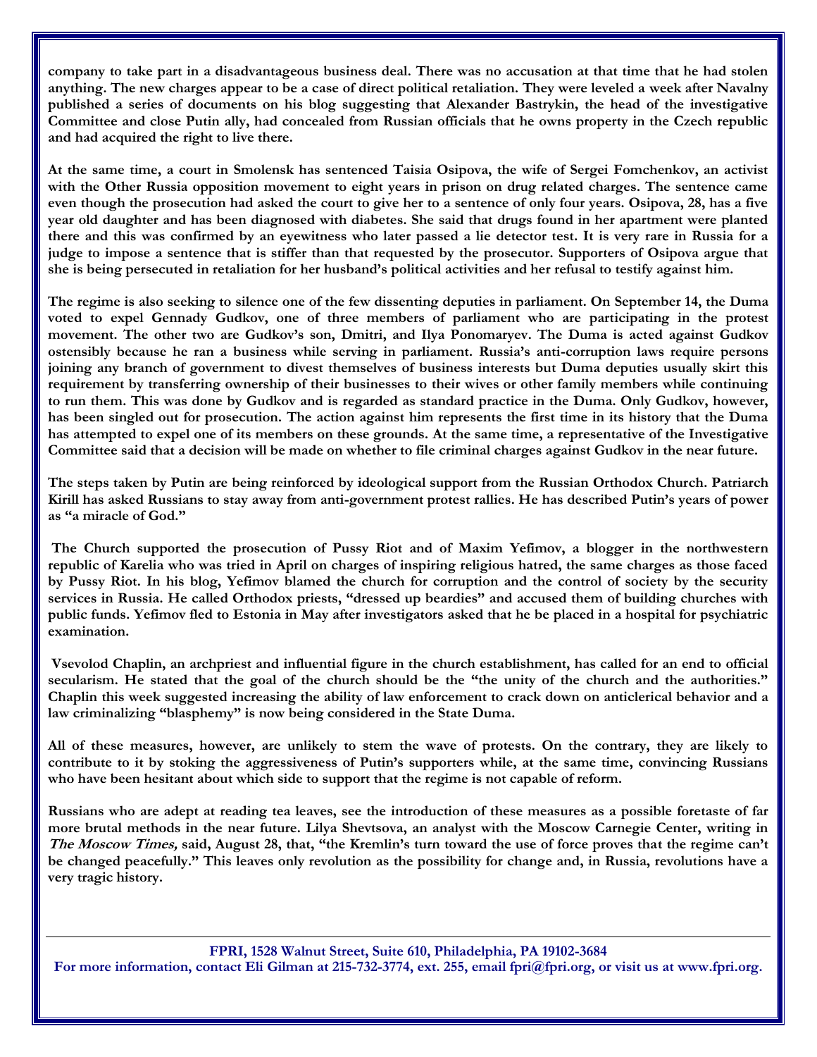company to take part in a disadvantageous business deal. There was no accusation at that time that he had stolen anything. The new charges appear to be a case of direct political retaliation. They were leveled a week after Navalny published a series of documents on his blog suggesting that Alexander Bastrykin, the head of the investigative Committee and close Putin ally, had concealed from Russian officials that he owns property in the Czech republic and had acquired the right to live there.

At the same time, a court in Smolensk has sentenced Taisia Osipova, the wife of Sergei Fomchenkov, an activist with the Other Russia opposition movement to eight years in prison on drug related charges. The sentence came even though the prosecution had asked the court to give her to a sentence of only four years. Osipova, 28, has a five year old daughter and has been diagnosed with diabetes. She said that drugs found in her apartment were planted there and this was confirmed by an eyewitness who later passed a lie detector test. It is very rare in Russia for a judge to impose a sentence that is stiffer than that requested by the prosecutor. Supporters of Osipova argue that she is being persecuted in retaliation for her husband's political activities and her refusal to testify against him.

The regime is also seeking to silence one of the few dissenting deputies in parliament. On September 14, the Duma voted to expel Gennady Gudkov, one of three members of parliament who are participating in the protest movement. The other two are Gudkov's son, Dmitri, and Ilya Ponomaryev. The Duma is acted against Gudkov ostensibly because he ran a business while serving in parliament. Russia's anti-corruption laws require persons joining any branch of government to divest themselves of business interests but Duma deputies usually skirt this requirement by transferring ownership of their businesses to their wives or other family members while continuing to run them. This was done by Gudkov and is regarded as standard practice in the Duma. Only Gudkov, however, has been singled out for prosecution. The action against him represents the first time in its history that the Duma has attempted to expel one of its members on these grounds. At the same time, a representative of the Investigative Committee said that a decision will be made on whether to file criminal charges against Gudkov in the near future.

The steps taken by Putin are being reinforced by ideological support from the Russian Orthodox Church. Patriarch Kirill has asked Russians to stay away from anti-government protest rallies. He has described Putin's years of power as "a miracle of God."

The Church supported the prosecution of Pussy Riot and of Maxim Yefimov, a blogger in the northwestern republic of Karelia who was tried in April on charges of inspiring religious hatred, the same charges as those faced by Pussy Riot. In his blog, Yefimov blamed the church for corruption and the control of society by the security services in Russia. He called Orthodox priests, "dressed up beardies" and accused them of building churches with public funds. Yefimov fled to Estonia in May after investigators asked that he be placed in a hospital for psychiatric examination.

Vsevolod Chaplin, an archpriest and influential figure in the church establishment, has called for an end to official secularism. He stated that the goal of the church should be the "the unity of the church and the authorities." Chaplin this week suggested increasing the ability of law enforcement to crack down on anticlerical behavior and a law criminalizing "blasphemy" is now being considered in the State Duma.

All of these measures, however, are unlikely to stem the wave of protests. On the contrary, they are likely to contribute to it by stoking the aggressiveness of Putin's supporters while, at the same time, convincing Russians who have been hesitant about which side to support that the regime is not capable of reform.

Russians who are adept at reading tea leaves, see the introduction of these measures as a possible foretaste of far more brutal methods in the near future. Lilya Shevtsova, an analyst with the Moscow Carnegie Center, writing in *The Moscow Times,* said, August 28, that, "the Kremlin's turn toward the use of force proves that the regime can't be changed peacefully." This leaves only revolution as the possibility for change and, in Russia, revolutions have a very tragic history.

---

FPRI, 1528 Walnut Street, Suite 610, Philadelphia, PA 19102-3684
For more information, contact Eli Gilman at 215-732-3774, ext. 255, email fpri@fpri.org, or visit us at www.fpri.org.